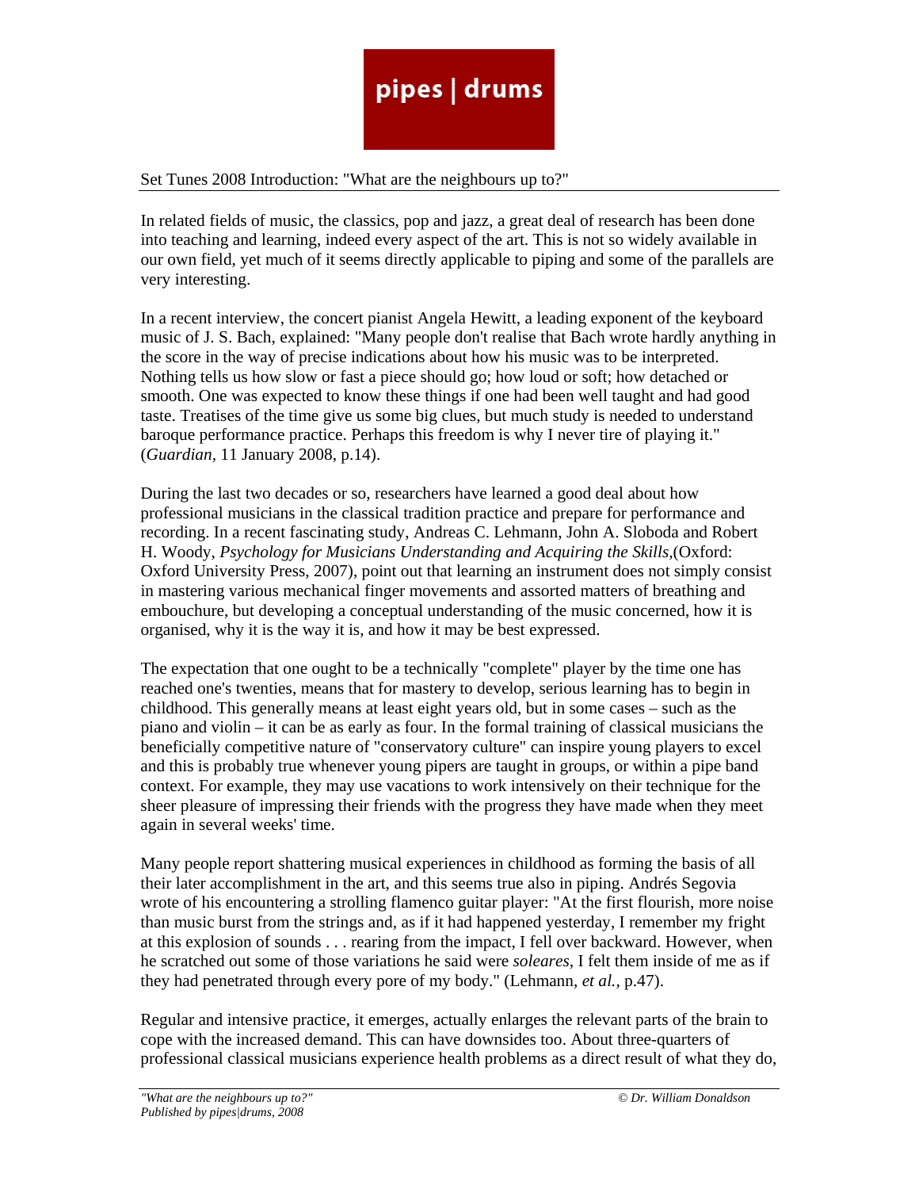# pipes | drums

## Set Tunes 2008 Introduction: "What are the neighbours up to?"

In related fields of music, the classics, pop and jazz, a great deal of research has been done into teaching and learning, indeed every aspect of the art. This is not so widely available in our own field, yet much of it seems directly applicable to piping and some of the parallels are very interesting.

In a recent interview, the concert pianist Angela Hewitt, a leading exponent of the keyboard music of J. S. Bach, explained: "Many people don't realise that Bach wrote hardly anything in the score in the way of precise indications about how his music was to be interpreted. Nothing tells us how slow or fast a piece should go; how loud or soft; how detached or smooth. One was expected to know these things if one had been well taught and had good taste. Treatises of the time give us some big clues, but much study is needed to understand baroque performance practice. Perhaps this freedom is why I never tire of playing it." (*Guardian*, 11 January 2008, p.14).

During the last two decades or so, researchers have learned a good deal about how professional musicians in the classical tradition practice and prepare for performance and recording. In a recent fascinating study, Andreas C. Lehmann, John A. Sloboda and Robert H. Woody, *Psychology for Musicians Understanding and Acquiring the Skills*,(Oxford: Oxford University Press, 2007), point out that learning an instrument does not simply consist in mastering various mechanical finger movements and assorted matters of breathing and embouchure, but developing a conceptual understanding of the music concerned, how it is organised, why it is the way it is, and how it may be best expressed.

The expectation that one ought to be a technically "complete" player by the time one has reached one's twenties, means that for mastery to develop, serious learning has to begin in childhood. This generally means at least eight years old, but in some cases – such as the piano and violin – it can be as early as four. In the formal training of classical musicians the beneficially competitive nature of "conservatory culture" can inspire young players to excel and this is probably true whenever young pipers are taught in groups, or within a pipe band context. For example, they may use vacations to work intensively on their technique for the sheer pleasure of impressing their friends with the progress they have made when they meet again in several weeks' time.

Many people report shattering musical experiences in childhood as forming the basis of all their later accomplishment in the art, and this seems true also in piping. Andrés Segovia wrote of his encountering a strolling flamenco guitar player: "At the first flourish, more noise than music burst from the strings and, as if it had happened yesterday, I remember my fright at this explosion of sounds . . . rearing from the impact, I fell over backward. However, when he scratched out some of those variations he said were *soleares*, I felt them inside of me as if they had penetrated through every pore of my body." (Lehmann, *et al.*, p.47).

Regular and intensive practice, it emerges, actually enlarges the relevant parts of the brain to cope with the increased demand. This can have downsides too. About three-quarters of professional classical musicians experience health problems as a direct result of what they do,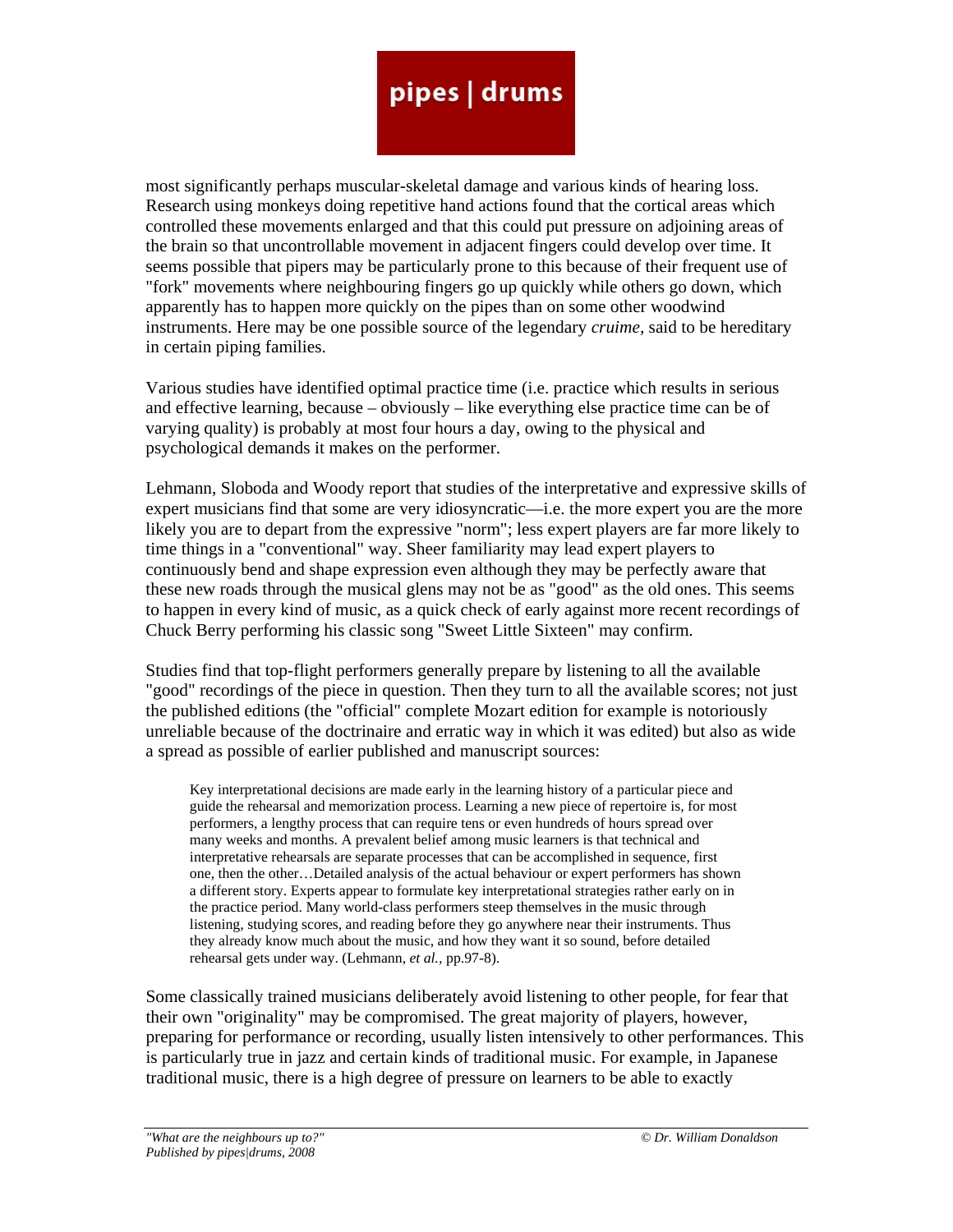most significantly perhaps muscular-skeletal damage and various kinds of hearing loss. Research using monkeys doing repetitive hand actions found that the cortical areas which controlled these movements enlarged and that this could put pressure on adjoining areas of the brain so that uncontrollable movement in adjacent fingers could develop over time. It seems possible that pipers may be particularly prone to this because of their frequent use of "fork" movements where neighbouring fingers go up quickly while others go down, which apparently has to happen more quickly on the pipes than on some other woodwind instruments. Here may be one possible source of the legendary *cruime*, said to be hereditary in certain piping families.

Various studies have identified optimal practice time (i.e. practice which results in serious and effective learning, because – obviously – like everything else practice time can be of varying quality) is probably at most four hours a day, owing to the physical and psychological demands it makes on the performer.

Lehmann, Sloboda and Woody report that studies of the interpretative and expressive skills of expert musicians find that some are very idiosyncratic—i.e. the more expert you are the more likely you are to depart from the expressive "norm"; less expert players are far more likely to time things in a "conventional" way. Sheer familiarity may lead expert players to continuously bend and shape expression even although they may be perfectly aware that these new roads through the musical glens may not be as "good" as the old ones. This seems to happen in every kind of music, as a quick check of early against more recent recordings of Chuck Berry performing his classic song "Sweet Little Sixteen" may confirm.

Studies find that top-flight performers generally prepare by listening to all the available "good" recordings of the piece in question. Then they turn to all the available scores; not just the published editions (the "official" complete Mozart edition for example is notoriously unreliable because of the doctrinaire and erratic way in which it was edited) but also as wide a spread as possible of earlier published and manuscript sources:

> Key interpretational decisions are made early in the learning history of a particular piece and guide the rehearsal and memorization process. Learning a new piece of repertoire is, for most performers, a lengthy process that can require tens or even hundreds of hours spread over many weeks and months. A prevalent belief among music learners is that technical and interpretative rehearsals are separate processes that can be accomplished in sequence, first one, then the other…Detailed analysis of the actual behaviour or expert performers has shown a different story. Experts appear to formulate key interpretational strategies rather early on in the practice period. Many world-class performers steep themselves in the music through listening, studying scores, and reading before they go anywhere near their instruments. Thus they already know much about the music, and how they want it so sound, before detailed rehearsal gets under way. (Lehmann, *et al.*, pp.97-8).

Some classically trained musicians deliberately avoid listening to other people, for fear that their own "originality" may be compromised. The great majority of players, however, preparing for performance or recording, usually listen intensively to other performances. This is particularly true in jazz and certain kinds of traditional music. For example, in Japanese traditional music, there is a high degree of pressure on learners to be able to exactly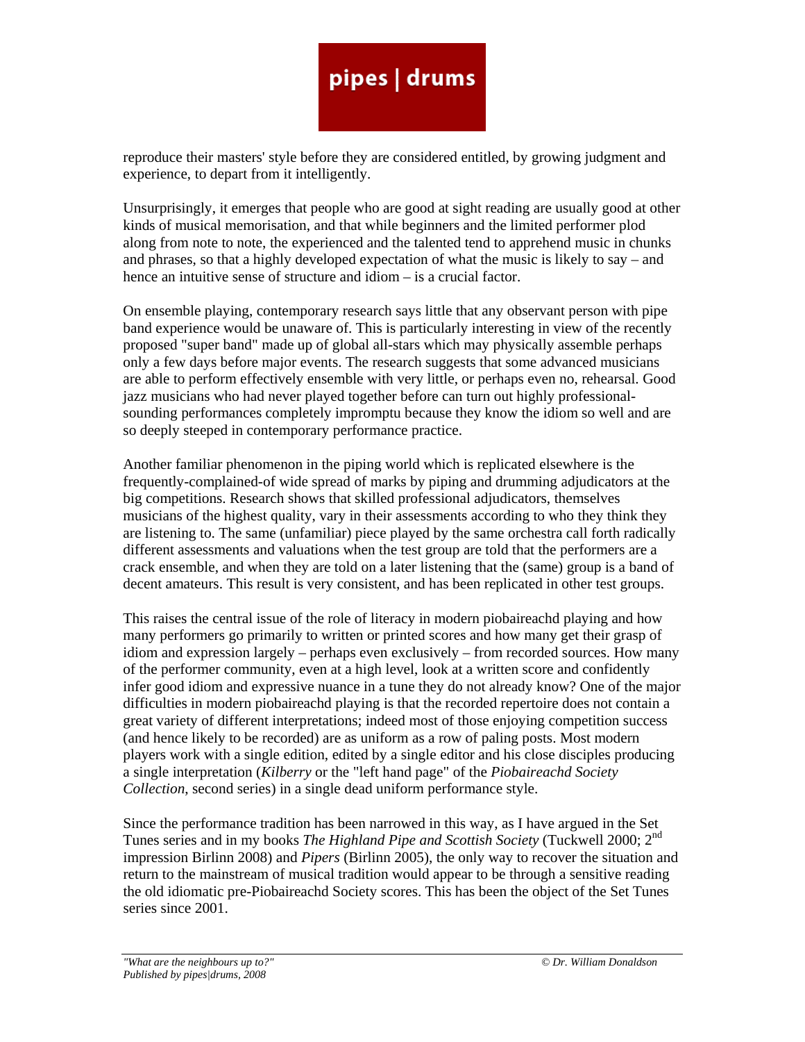reproduce their masters' style before they are considered entitled, by growing judgment and experience, to depart from it intelligently.

Unsurprisingly, it emerges that people who are good at sight reading are usually good at other kinds of musical memorisation, and that while beginners and the limited performer plod along from note to note, the experienced and the talented tend to apprehend music in chunks and phrases, so that a highly developed expectation of what the music is likely to say – and hence an intuitive sense of structure and idiom – is a crucial factor.

On ensemble playing, contemporary research says little that any observant person with pipe band experience would be unaware of. This is particularly interesting in view of the recently proposed "super band" made up of global all-stars which may physically assemble perhaps only a few days before major events. The research suggests that some advanced musicians are able to perform effectively ensemble with very little, or perhaps even no, rehearsal. Good jazz musicians who had never played together before can turn out highly professional-sounding performances completely impromptu because they know the idiom so well and are so deeply steeped in contemporary performance practice.

Another familiar phenomenon in the piping world which is replicated elsewhere is the frequently-complained-of wide spread of marks by piping and drumming adjudicators at the big competitions. Research shows that skilled professional adjudicators, themselves musicians of the highest quality, vary in their assessments according to who they think they are listening to. The same (unfamiliar) piece played by the same orchestra call forth radically different assessments and valuations when the test group are told that the performers are a crack ensemble, and when they are told on a later listening that the (same) group is a band of decent amateurs. This result is very consistent, and has been replicated in other test groups.

This raises the central issue of the role of literacy in modern piobaireachd playing and how many performers go primarily to written or printed scores and how many get their grasp of idiom and expression largely – perhaps even exclusively – from recorded sources. How many of the performer community, even at a high level, look at a written score and confidently infer good idiom and expressive nuance in a tune they do not already know? One of the major difficulties in modern piobaireachd playing is that the recorded repertoire does not contain a great variety of different interpretations; indeed most of those enjoying competition success (and hence likely to be recorded) are as uniform as a row of paling posts. Most modern players work with a single edition, edited by a single editor and his close disciples producing a single interpretation (*Kilberry* or the "left hand page" of the *Piobaireachd Society Collection*, second series) in a single dead uniform performance style.

Since the performance tradition has been narrowed in this way, as I have argued in the Set Tunes series and in my books *The Highland Pipe and Scottish Society* (Tuckwell 2000; 2nd impression Birlinn 2008) and *Pipers* (Birlinn 2005), the only way to recover the situation and return to the mainstream of musical tradition would appear to be through a sensitive reading the old idiomatic pre-Piobaireachd Society scores. This has been the object of the Set Tunes series since 2001.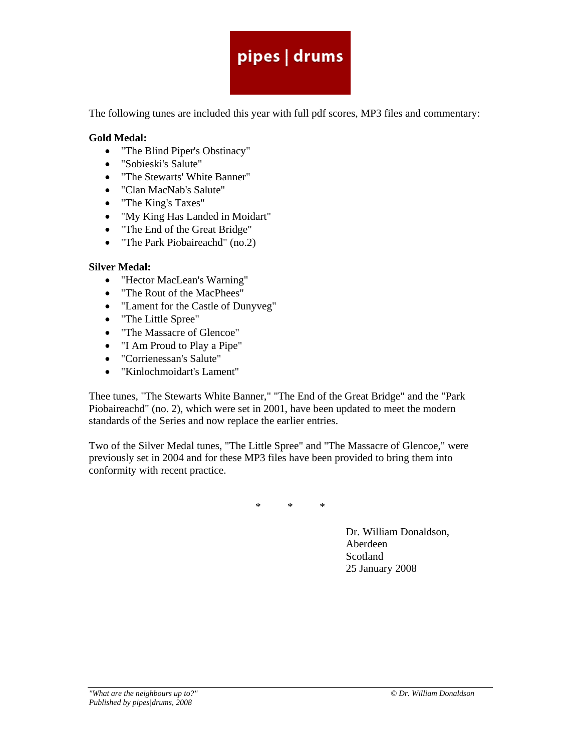pipes | drums

The following tunes are included this year with full pdf scores, MP3 files and commentary:

**Gold Medal:**

- "The Blind Piper's Obstinacy"
- "Sobieski's Salute"
- "The Stewarts' White Banner"
- "Clan MacNab's Salute"
- "The King's Taxes"
- "My King Has Landed in Moidart"
- "The End of the Great Bridge"
- "The Park Piobaireachd" (no.2)

**Silver Medal:**

- "Hector MacLean's Warning"
- "The Rout of the MacPhees"
- "Lament for the Castle of Dunyveg"
- "The Little Spree"
- "The Massacre of Glencoe"
- "I Am Proud to Play a Pipe"
- "Corrienessan's Salute"
- "Kinlochmoidart's Lament"

Thee tunes, "The Stewarts White Banner," "The End of the Great Bridge" and the "Park Piobaireachd" (no. 2), which were set in 2001, have been updated to meet the modern standards of the Series and now replace the earlier entries.

Two of the Silver Medal tunes, "The Little Spree" and "The Massacre of Glencoe," were previously set in 2004 and for these MP3 files have been provided to bring them into conformity with recent practice.

\*   \*   \*

Dr. William Donaldson,  
Aberdeen  
Scotland  
25 January 2008